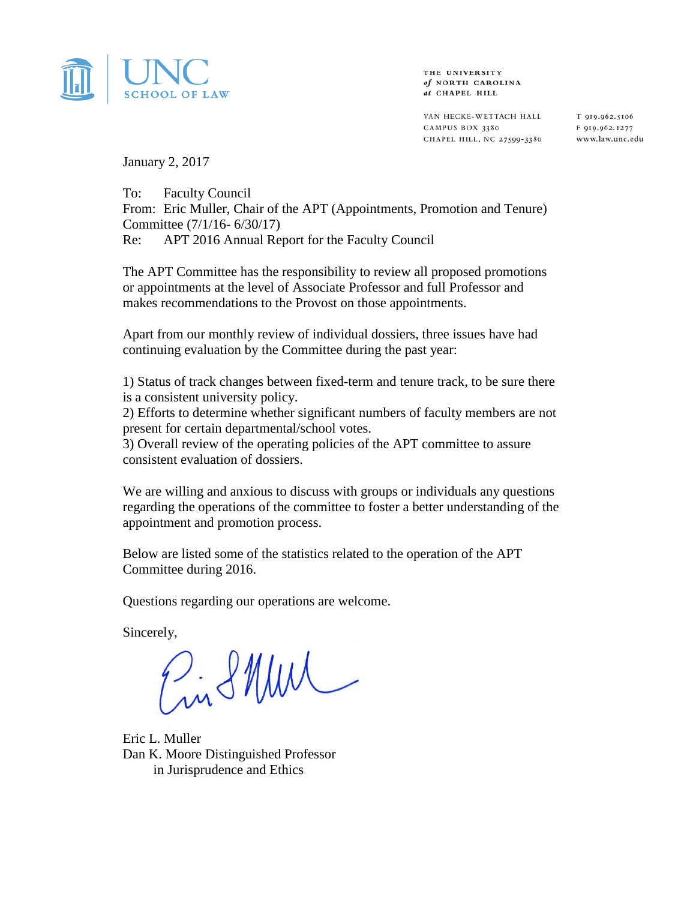UNC SCHOOL OF LAW

THE UNIVERSITY *of* NORTH CAROLINA *at* CHAPEL HILL

VAN HECKE-WETTACH HALL
CAMPUS BOX 3380
CHAPEL HILL, NC 27599-3380

T 919.962.5106
F 919.962.1277
www.law.unc.edu

January 2, 2017

To: Faculty Council
From: Eric Muller, Chair of the APT (Appointments, Promotion and Tenure) Committee (7/1/16- 6/30/17)
Re: APT 2016 Annual Report for the Faculty Council

The APT Committee has the responsibility to review all proposed promotions or appointments at the level of Associate Professor and full Professor and makes recommendations to the Provost on those appointments.

Apart from our monthly review of individual dossiers, three issues have had continuing evaluation by the Committee during the past year:

1) Status of track changes between fixed-term and tenure track, to be sure there is a consistent university policy.
2) Efforts to determine whether significant numbers of faculty members are not present for certain departmental/school votes.
3) Overall review of the operating policies of the APT committee to assure consistent evaluation of dossiers.

We are willing and anxious to discuss with groups or individuals any questions regarding the operations of the committee to foster a better understanding of the appointment and promotion process.

Below are listed some of the statistics related to the operation of the APT Committee during 2016.

Questions regarding our operations are welcome.

Sincerely,

Eric L. Muller
Dan K. Moore Distinguished Professor
in Jurisprudence and Ethics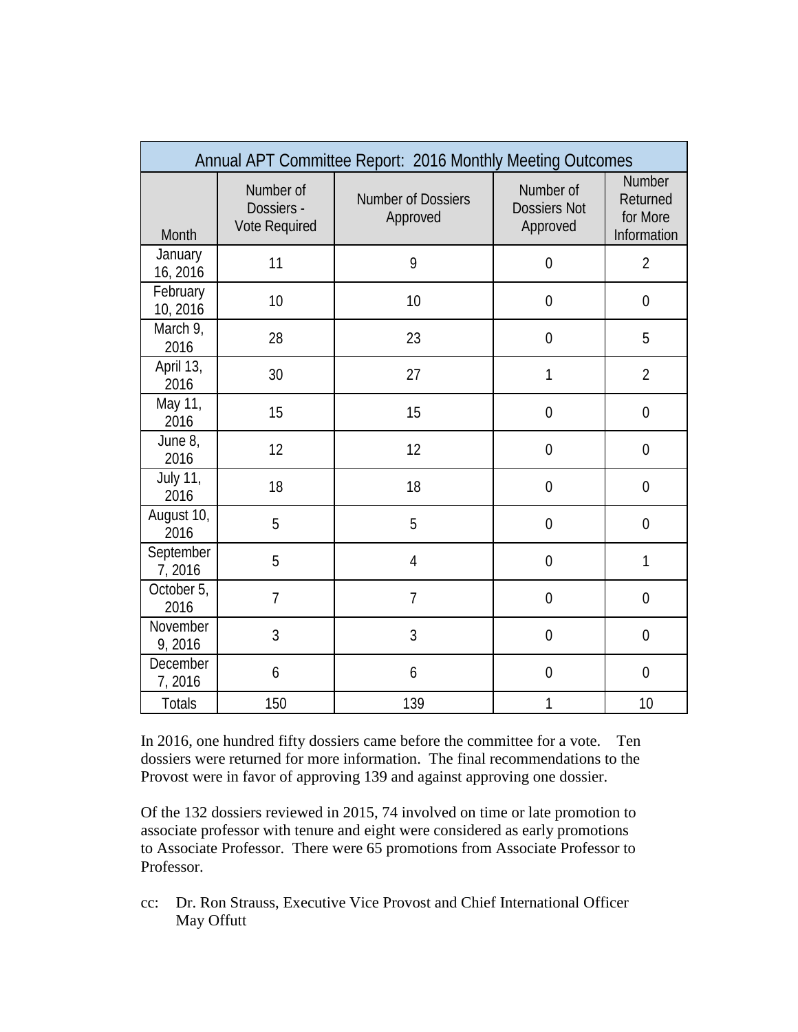| Annual APT Committee Report: 2016 Monthly Meeting Outcomes | | | | |
|---|---|---|---|---|
| Month | Number of Dossiers - Vote Required | Number of Dossiers Approved | Number of Dossiers Not Approved | Number Returned for More Information |
| January 16, 2016 | 11 | 9 | 0 | 2 |
| February 10, 2016 | 10 | 10 | 0 | 0 |
| March 9, 2016 | 28 | 23 | 0 | 5 |
| April 13, 2016 | 30 | 27 | 1 | 2 |
| May 11, 2016 | 15 | 15 | 0 | 0 |
| June 8, 2016 | 12 | 12 | 0 | 0 |
| July 11, 2016 | 18 | 18 | 0 | 0 |
| August 10, 2016 | 5 | 5 | 0 | 0 |
| September 7, 2016 | 5 | 4 | 0 | 1 |
| October 5, 2016 | 7 | 7 | 0 | 0 |
| November 9, 2016 | 3 | 3 | 0 | 0 |
| December 7, 2016 | 6 | 6 | 0 | 0 |
| Totals | 150 | 139 | 1 | 10 |

In 2016, one hundred fifty dossiers came before the committee for a vote. Ten dossiers were returned for more information. The final recommendations to the Provost were in favor of approving 139 and against approving one dossier.

Of the 132 dossiers reviewed in 2015, 74 involved on time or late promotion to associate professor with tenure and eight were considered as early promotions to Associate Professor. There were 65 promotions from Associate Professor to Professor.

cc: Dr. Ron Strauss, Executive Vice Provost and Chief International Officer
May Offutt